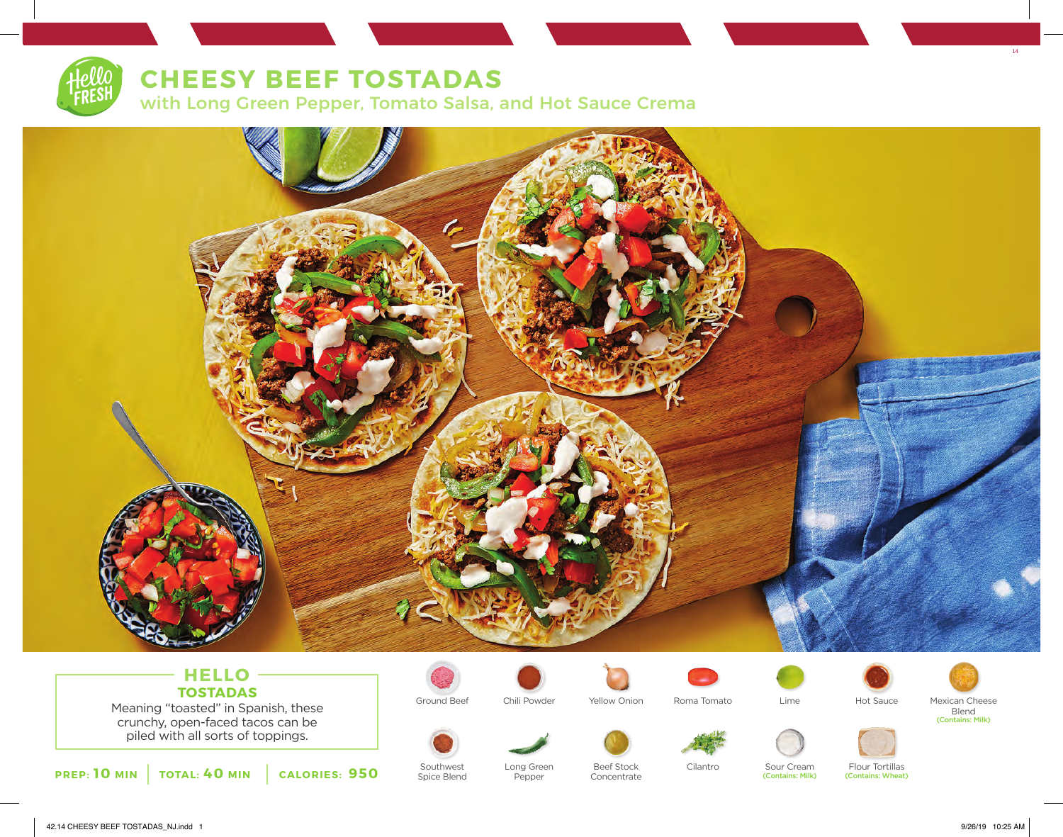# CHEESY BEEF TOSTADAS

## with Long Green Pepper, Tomato Salsa, and Hot Sauce Crema

### HELLO TOSTADAS

Meaning "toasted" in Spanish, these crunchy, open-faced tacos can be piled with all sorts of toppings.

**PREP: 10 MIN** | **TOTAL: 40 MIN** | **CALORIES: 950**

- Ground Beef
- Chili Powder
- Yellow Onion
- Roma Tomato
- Lime
- Hot Sauce
- Mexican Cheese Blend (Contains: Milk)
- Southwest Spice Blend
- Long Green Pepper
- Beef Stock Concentrate
- Cilantro
- Sour Cream (Contains: Milk)
- Flour Tortillas (Contains: Wheat)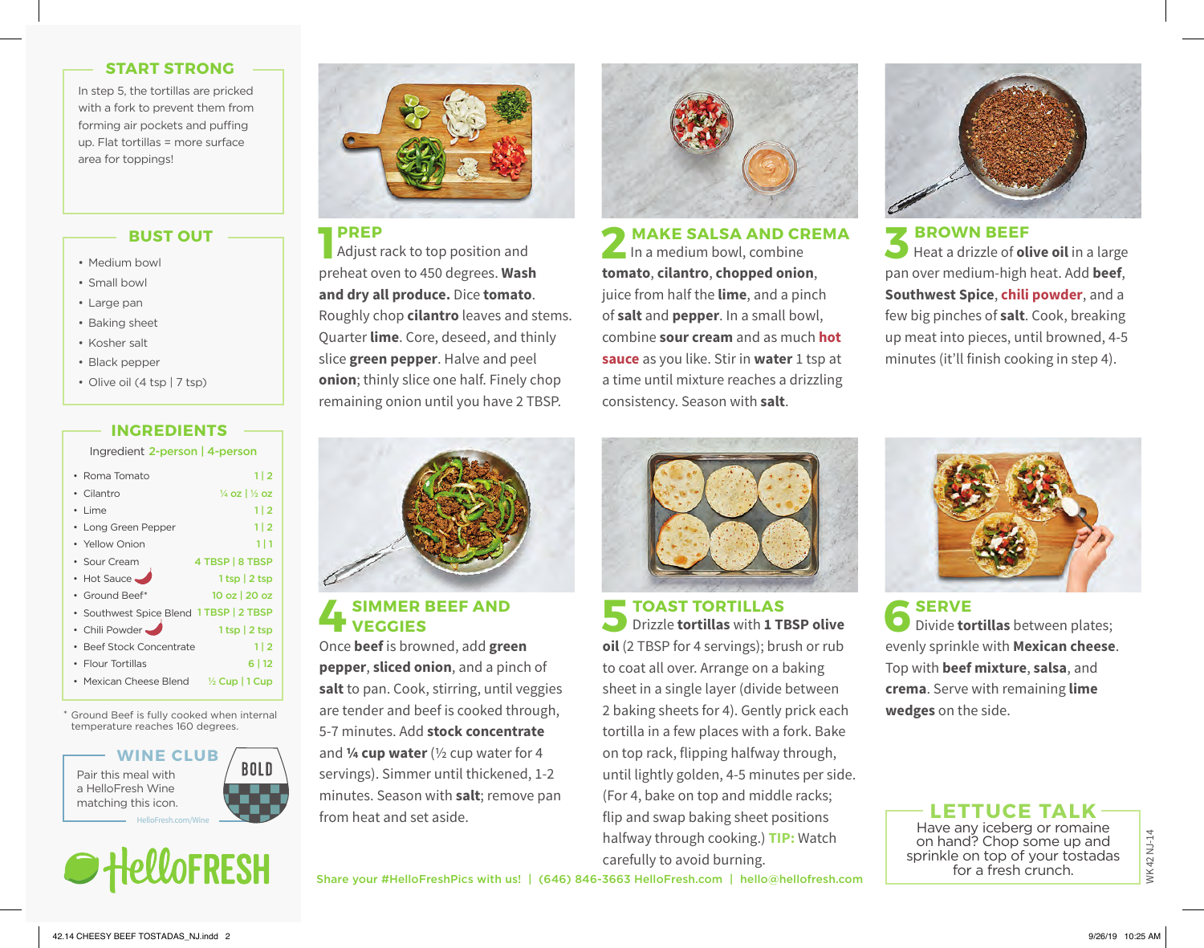## START STRONG

In step 5, the tortillas are pricked with a fork to prevent them from forming air pockets and puffing up. Flat tortillas = more surface area for toppings!

## BUST OUT

- Medium bowl
- Small bowl
- Large pan
- Baking sheet
- Kosher salt
- Black pepper
- Olive oil (4 tsp | 7 tsp)

## INGREDIENTS

| Ingredient | 2-person \| 4-person |
|---|---|
| Roma Tomato | 1 \| 2 |
| Cilantro | ¼ oz \| ½ oz |
| Lime | 1 \| 2 |
| Long Green Pepper | 1 \| 2 |
| Yellow Onion | 1 \| 1 |
| Sour Cream | 4 TBSP \| 8 TBSP |
| Hot Sauce | 1 tsp \| 2 tsp |
| Ground Beef* | 10 oz \| 20 oz |
| Southwest Spice Blend | 1 TBSP \| 2 TBSP |
| Chili Powder | 1 tsp \| 2 tsp |
| Beef Stock Concentrate | 1 \| 2 |
| Flour Tortillas | 6 \| 12 |
| Mexican Cheese Blend | ½ Cup \| 1 Cup |

\* Ground Beef is fully cooked when internal temperature reaches 160 degrees.

## WINE CLUB

Pair this meal with a HelloFresh Wine matching this icon.

BOLD

HelloFresh.com/Wine

HelloFRESH

## 1 PREP

Adjust rack to top position and preheat oven to 450 degrees. **Wash and dry all produce.** Dice **tomato**. Roughly chop **cilantro** leaves and stems. Quarter **lime**. Core, deseed, and thinly slice **green pepper**. Halve and peel **onion**; thinly slice one half. Finely chop remaining onion until you have 2 TBSP.

## 2 MAKE SALSA AND CREMA

In a medium bowl, combine **tomato**, **cilantro**, **chopped onion**, juice from half the **lime**, and a pinch of **salt** and **pepper**. In a small bowl, combine **sour cream** and as much **hot sauce** as you like. Stir in **water** 1 tsp at a time until mixture reaches a drizzling consistency. Season with **salt**.

## 3 BROWN BEEF

Heat a drizzle of **olive oil** in a large pan over medium-high heat. Add **beef**, **Southwest Spice**, **chili powder**, and a few big pinches of **salt**. Cook, breaking up meat into pieces, until browned, 4-5 minutes (it'll finish cooking in step 4).

## 4 SIMMER BEEF AND VEGGIES

Once **beef** is browned, add **green pepper**, **sliced onion**, and a pinch of **salt** to pan. Cook, stirring, until veggies are tender and beef is cooked through, 5-7 minutes. Add **stock concentrate** and **¼ cup water** (½ cup water for 4 servings). Simmer until thickened, 1-2 minutes. Season with **salt**; remove pan from heat and set aside.

## 5 TOAST TORTILLAS

Drizzle **tortillas** with **1 TBSP olive oil** (2 TBSP for 4 servings); brush or rub to coat all over. Arrange on a baking sheet in a single layer (divide between 2 baking sheets for 4). Gently prick each tortilla in a few places with a fork. Bake on top rack, flipping halfway through, until lightly golden, 4-5 minutes per side. (For 4, bake on top and middle racks; flip and swap baking sheet positions halfway through cooking.) **TIP:** Watch carefully to avoid burning.

## 6 SERVE

Divide **tortillas** between plates; evenly sprinkle with **Mexican cheese**. Top with **beef mixture**, **salsa**, and **crema**. Serve with remaining **lime wedges** on the side.

## LETTUCE TALK

Have any iceberg or romaine on hand? Chop some up and sprinkle on top of your tostadas for a fresh crunch.

Share your #HelloFreshPics with us! | (646) 846-3663 HelloFresh.com | hello@hellofresh.com

WK 42 NJ-14